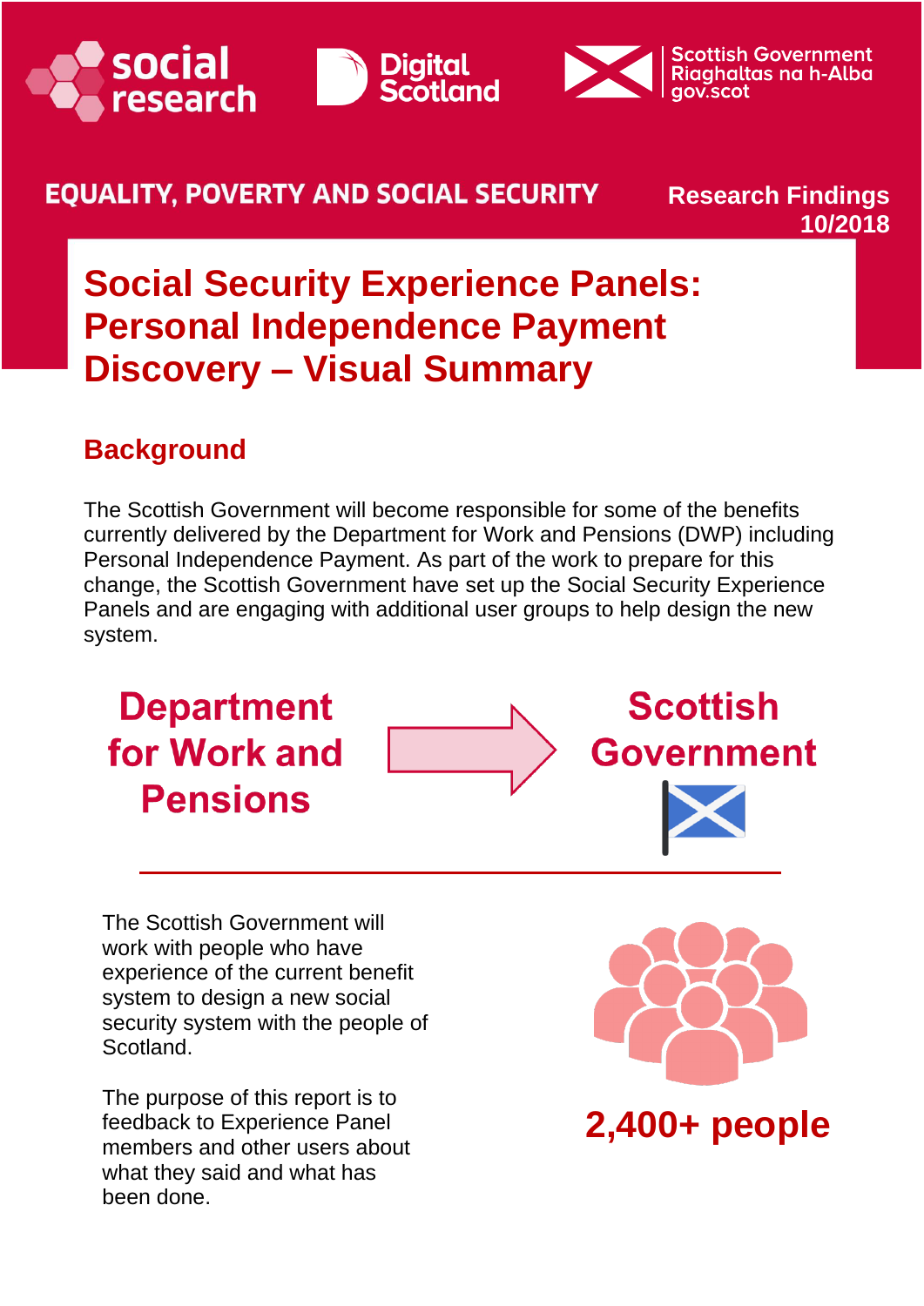social research | Digital Scotland | Scottish Government Riaghaltas na h-Alba gov.scot

EQUALITY, POVERTY AND SOCIAL SECURITY

Research Findings 10/2018

# Social Security Experience Panels: Personal Independence Payment Discovery – Visual Summary

## Background

The Scottish Government will become responsible for some of the benefits currently delivered by the Department for Work and Pensions (DWP) including Personal Independence Payment. As part of the work to prepare for this change, the Scottish Government have set up the Social Security Experience Panels and are engaging with additional user groups to help design the new system.

**Department for Work and Pensions** → **Scottish Government**

The Scottish Government will work with people who have experience of the current benefit system to design a new social security system with the people of Scotland.

The purpose of this report is to feedback to Experience Panel members and other users about what they said and what has been done.

**2,400+ people**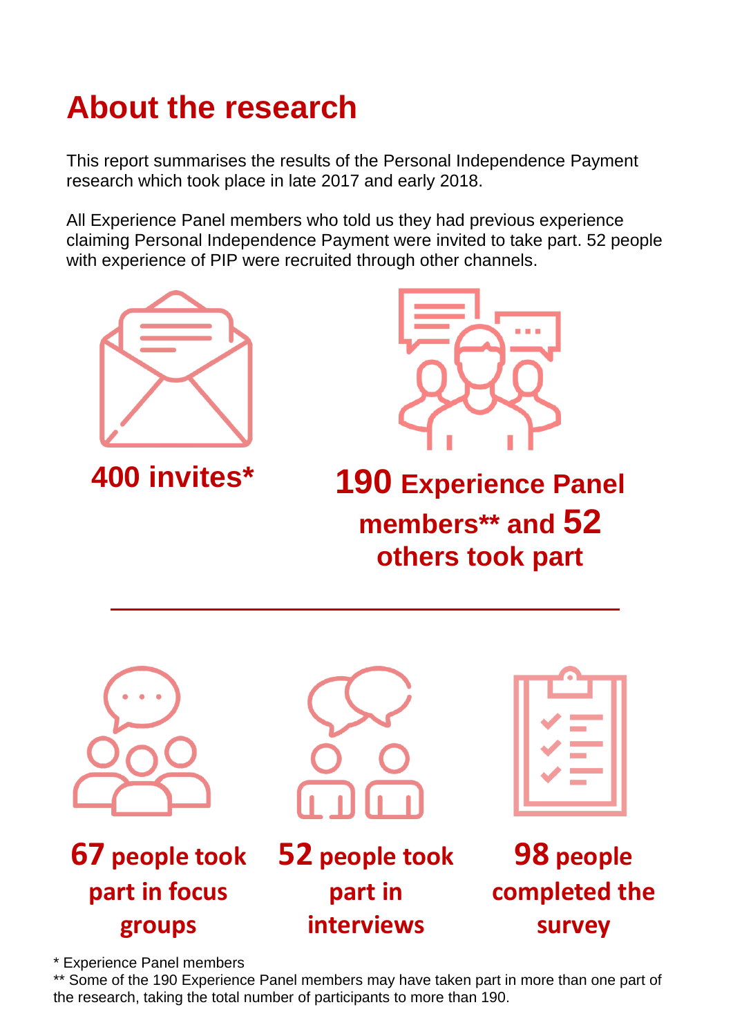# About the research

This report summarises the results of the Personal Independence Payment research which took place in late 2017 and early 2018.

All Experience Panel members who told us they had previous experience claiming Personal Independence Payment were invited to take part. 52 people with experience of PIP were recruited through other channels.

**400 invites***

**190 Experience Panel members** and 52 others took part**

---

**67 people took part in focus groups**

**52 people took part in interviews**

**98 people completed the survey**

\* Experience Panel members

** Some of the 190 Experience Panel members may have taken part in more than one part of the research, taking the total number of participants to more than 190.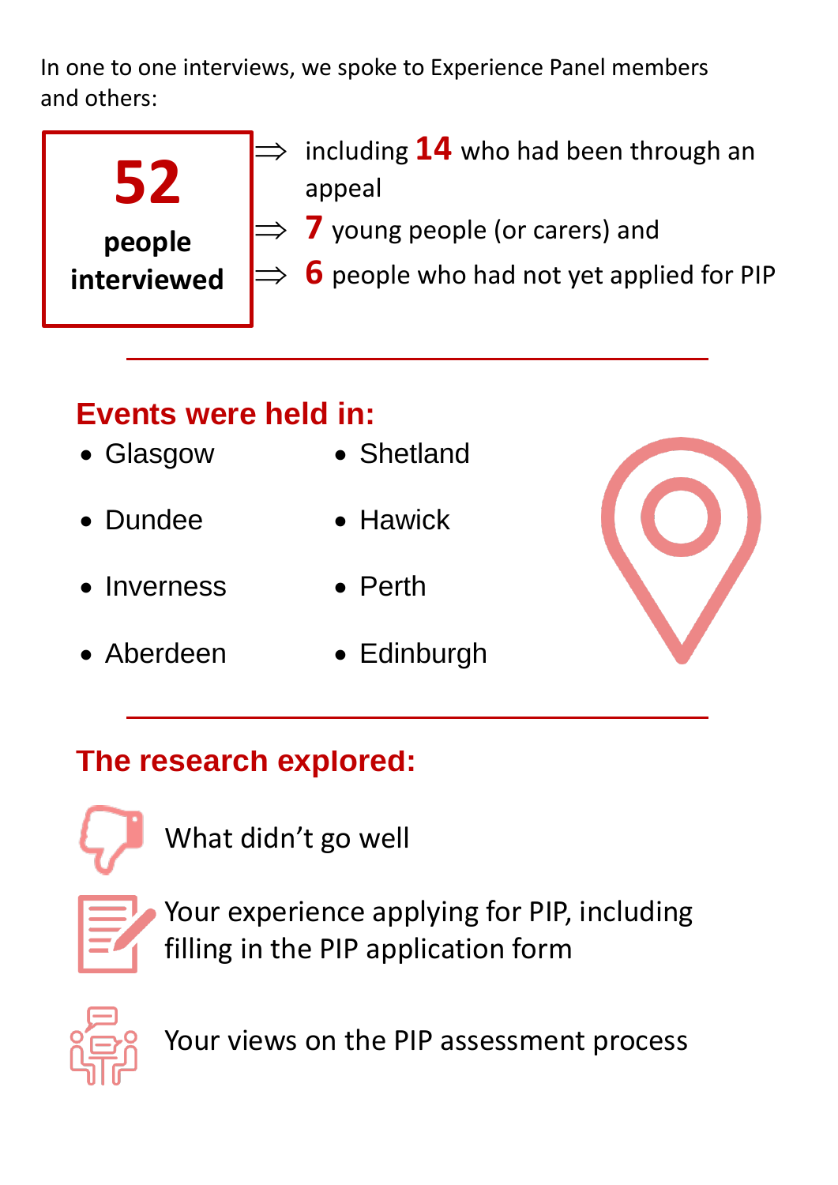In one to one interviews, we spoke to Experience Panel members and others:

**52 people interviewed**

⇒ including **14** who had been through an appeal
⇒ **7** young people (or carers) and
⇒ **6** people who had not yet applied for PIP

---

## Events were held in:

- Glasgow
- Dundee
- Inverness
- Aberdeen
- Shetland
- Hawick
- Perth
- Edinburgh

---

## The research explored:

- What didn't go well
- Your experience applying for PIP, including filling in the PIP application form
- Your views on the PIP assessment process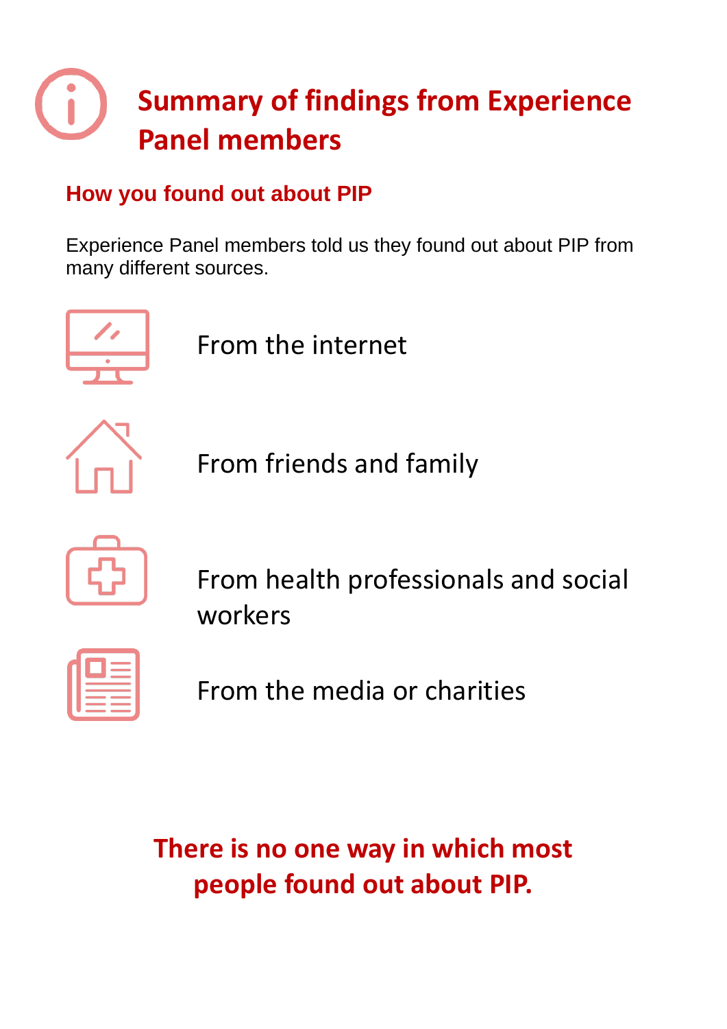# Summary of findings from Experience Panel members

## How you found out about PIP

Experience Panel members told us they found out about PIP from many different sources.

- From the internet
- From friends and family
- From health professionals and social workers
- From the media or charities

**There is no one way in which most people found out about PIP.**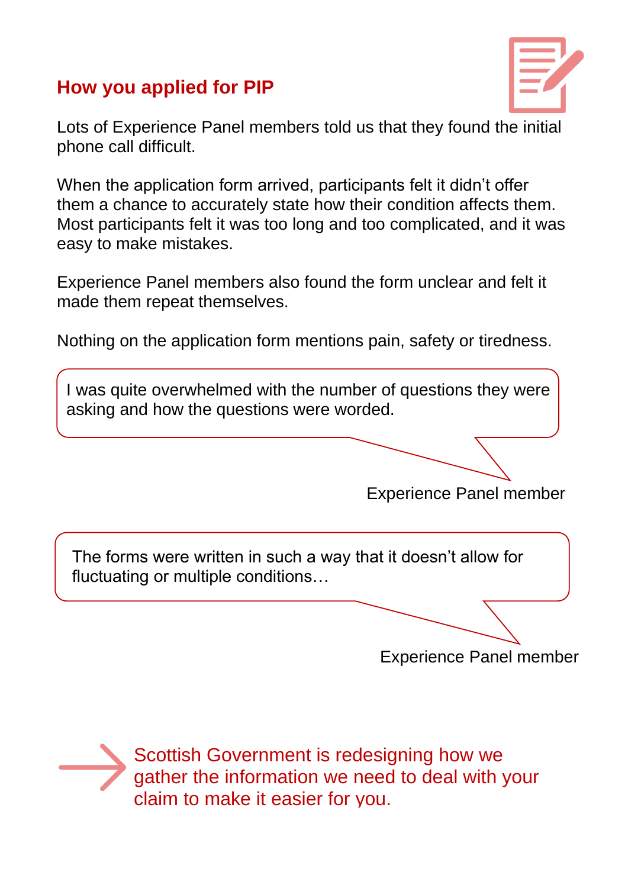## How you applied for PIP

Lots of Experience Panel members told us that they found the initial phone call difficult.

When the application form arrived, participants felt it didn't offer them a chance to accurately state how their condition affects them. Most participants felt it was too long and too complicated, and it was easy to make mistakes.

Experience Panel members also found the form unclear and felt it made them repeat themselves.

Nothing on the application form mentions pain, safety or tiredness.

> I was quite overwhelmed with the number of questions they were asking and how the questions were worded.

Experience Panel member

> The forms were written in such a way that it doesn't allow for fluctuating or multiple conditions…

Experience Panel member

→ Scottish Government is redesigning how we gather the information we need to deal with your claim to make it easier for you.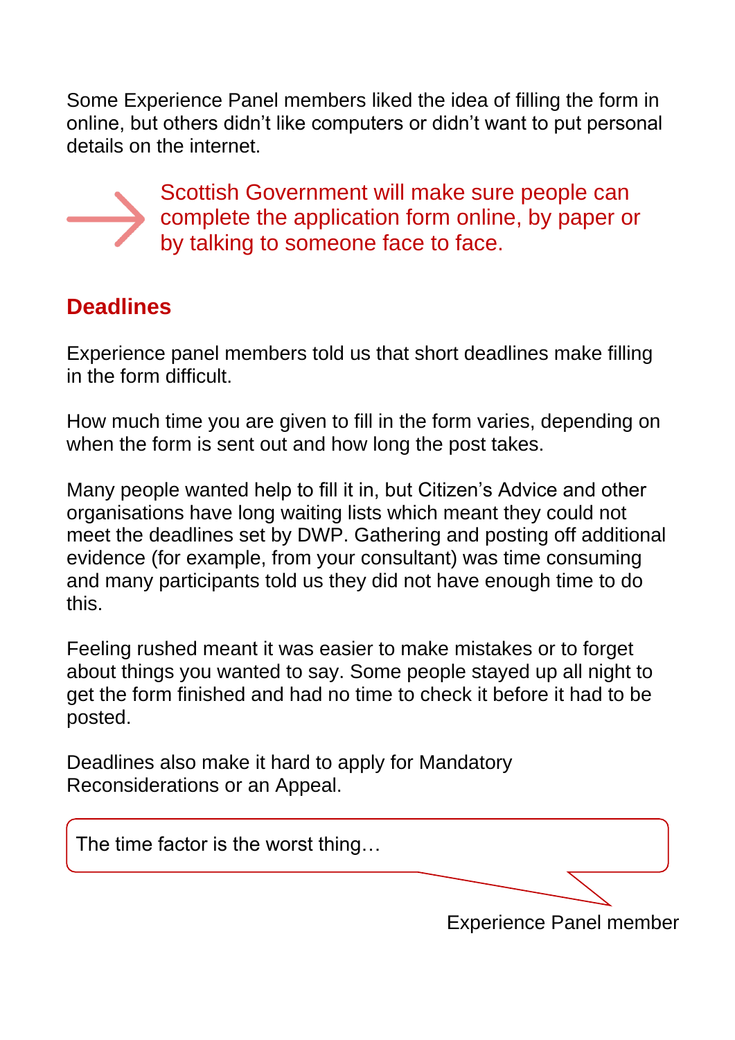Some Experience Panel members liked the idea of filling the form in online, but others didn't like computers or didn't want to put personal details on the internet.

→ Scottish Government will make sure people can complete the application form online, by paper or by talking to someone face to face.

## Deadlines

Experience panel members told us that short deadlines make filling in the form difficult.

How much time you are given to fill in the form varies, depending on when the form is sent out and how long the post takes.

Many people wanted help to fill it in, but Citizen's Advice and other organisations have long waiting lists which meant they could not meet the deadlines set by DWP. Gathering and posting off additional evidence (for example, from your consultant) was time consuming and many participants told us they did not have enough time to do this.

Feeling rushed meant it was easier to make mistakes or to forget about things you wanted to say. Some people stayed up all night to get the form finished and had no time to check it before it had to be posted.

Deadlines also make it hard to apply for Mandatory Reconsiderations or an Appeal.

> The time factor is the worst thing…
>
> Experience Panel member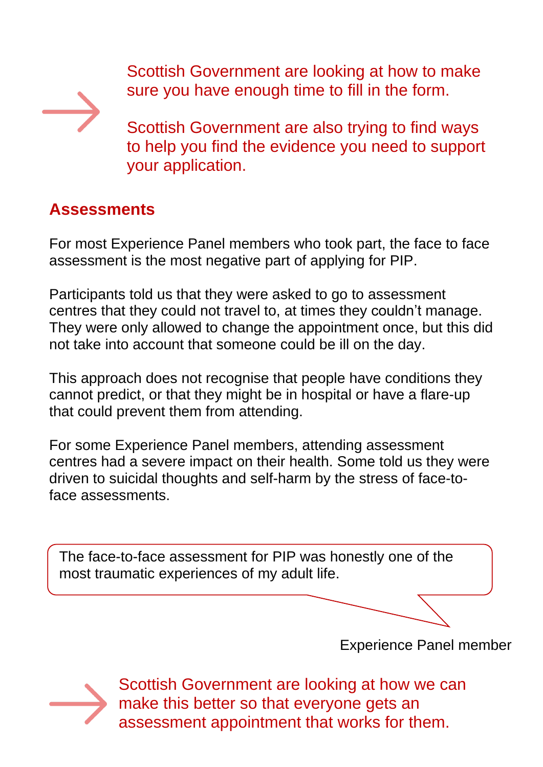Scottish Government are looking at how to make sure you have enough time to fill in the form.

Scottish Government are also trying to find ways to help you find the evidence you need to support your application.

## Assessments

For most Experience Panel members who took part, the face to face assessment is the most negative part of applying for PIP.

Participants told us that they were asked to go to assessment centres that they could not travel to, at times they couldn't manage. They were only allowed to change the appointment once, but this did not take into account that someone could be ill on the day.

This approach does not recognise that people have conditions they cannot predict, or that they might be in hospital or have a flare-up that could prevent them from attending.

For some Experience Panel members, attending assessment centres had a severe impact on their health. Some told us they were driven to suicidal thoughts and self-harm by the stress of face-to-face assessments.

> The face-to-face assessment for PIP was honestly one of the most traumatic experiences of my adult life.

Experience Panel member

Scottish Government are looking at how we can make this better so that everyone gets an assessment appointment that works for them.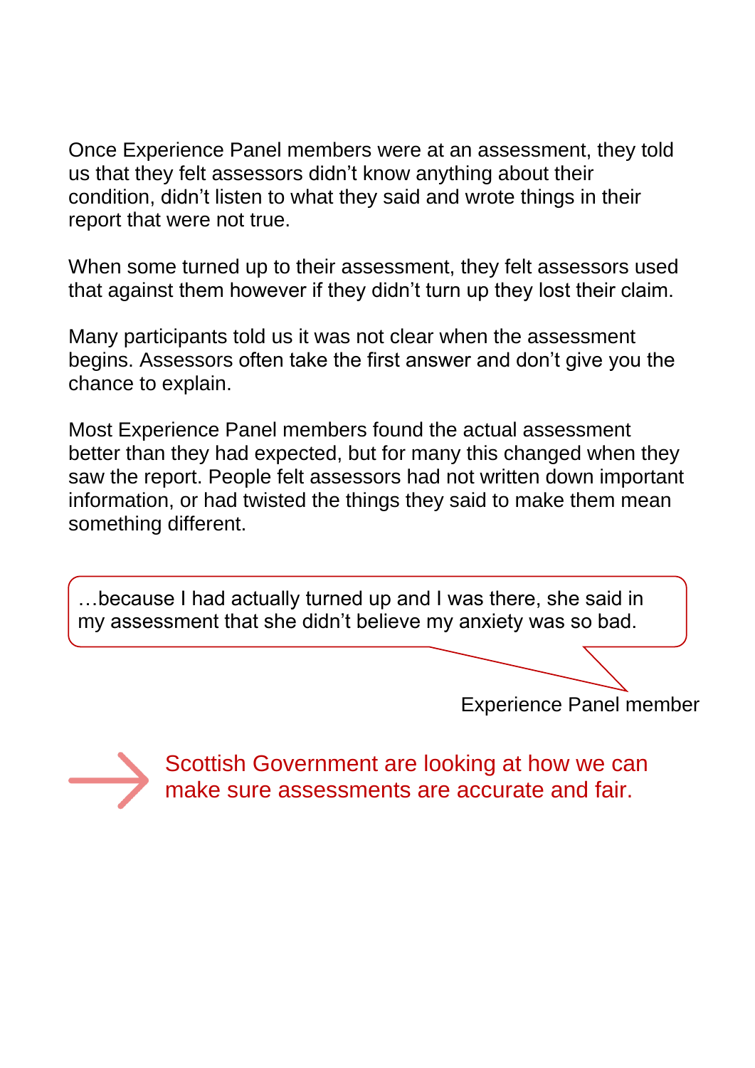Once Experience Panel members were at an assessment, they told us that they felt assessors didn't know anything about their condition, didn't listen to what they said and wrote things in their report that were not true.

When some turned up to their assessment, they felt assessors used that against them however if they didn't turn up they lost their claim.

Many participants told us it was not clear when the assessment begins. Assessors often take the first answer and don't give you the chance to explain.

Most Experience Panel members found the actual assessment better than they had expected, but for many this changed when they saw the report. People felt assessors had not written down important information, or had twisted the things they said to make them mean something different.

> …because I had actually turned up and I was there, she said in my assessment that she didn't believe my anxiety was so bad.
>
> Experience Panel member

→ Scottish Government are looking at how we can make sure assessments are accurate and fair.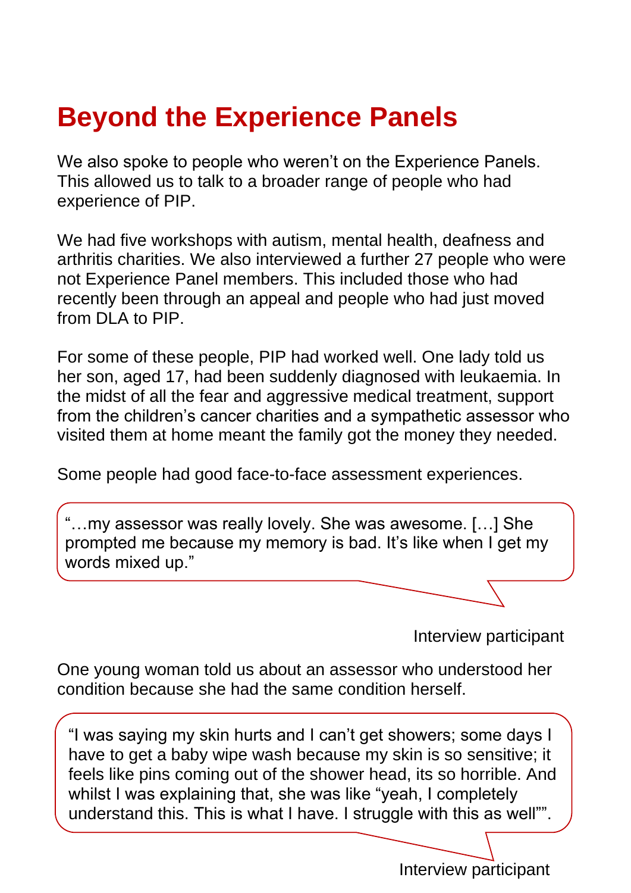# Beyond the Experience Panels

We also spoke to people who weren't on the Experience Panels. This allowed us to talk to a broader range of people who had experience of PIP.

We had five workshops with autism, mental health, deafness and arthritis charities. We also interviewed a further 27 people who were not Experience Panel members. This included those who had recently been through an appeal and people who had just moved from DLA to PIP.

For some of these people, PIP had worked well. One lady told us her son, aged 17, had been suddenly diagnosed with leukaemia. In the midst of all the fear and aggressive medical treatment, support from the children's cancer charities and a sympathetic assessor who visited them at home meant the family got the money they needed.

Some people had good face-to-face assessment experiences.

> "…my assessor was really lovely. She was awesome. […] She prompted me because my memory is bad. It's like when I get my words mixed up."

Interview participant

One young woman told us about an assessor who understood her condition because she had the same condition herself.

> "I was saying my skin hurts and I can't get showers; some days I have to get a baby wipe wash because my skin is so sensitive; it feels like pins coming out of the shower head, its so horrible. And whilst I was explaining that, she was like "yeah, I completely understand this. This is what I have. I struggle with this as well"".

Interview participant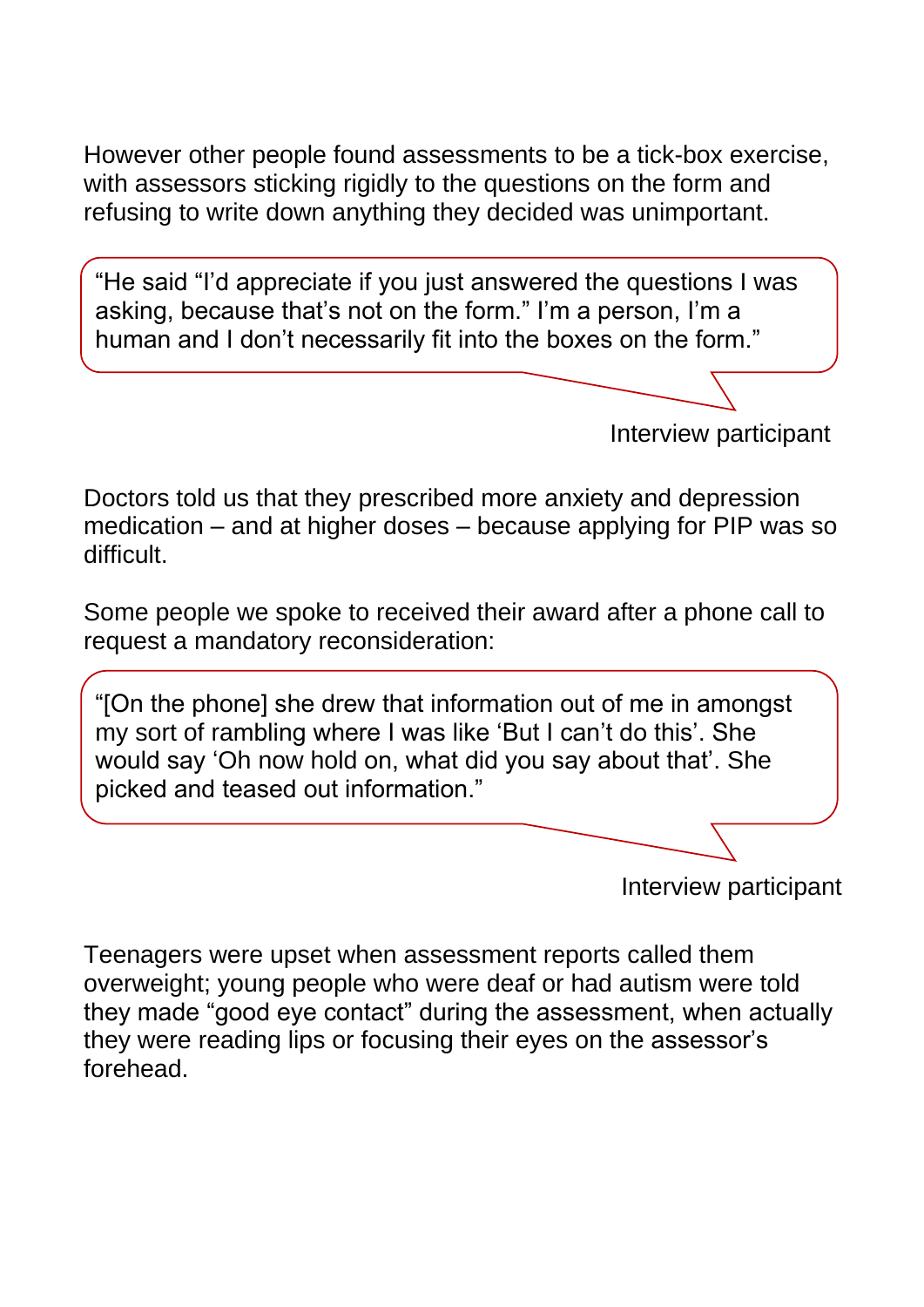However other people found assessments to be a tick-box exercise, with assessors sticking rigidly to the questions on the form and refusing to write down anything they decided was unimportant.

> "He said "I'd appreciate if you just answered the questions I was asking, because that's not on the form." I'm a person, I'm a human and I don't necessarily fit into the boxes on the form."
>
> Interview participant

Doctors told us that they prescribed more anxiety and depression medication – and at higher doses – because applying for PIP was so difficult.

Some people we spoke to received their award after a phone call to request a mandatory reconsideration:

> "[On the phone] she drew that information out of me in amongst my sort of rambling where I was like 'But I can't do this'. She would say 'Oh now hold on, what did you say about that'. She picked and teased out information."
>
> Interview participant

Teenagers were upset when assessment reports called them overweight; young people who were deaf or had autism were told they made "good eye contact" during the assessment, when actually they were reading lips or focusing their eyes on the assessor's forehead.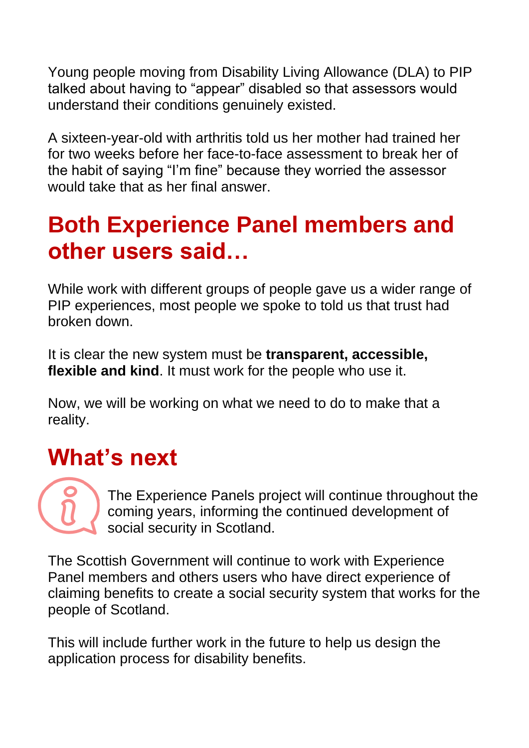Young people moving from Disability Living Allowance (DLA) to PIP talked about having to "appear" disabled so that assessors would understand their conditions genuinely existed.

A sixteen-year-old with arthritis told us her mother had trained her for two weeks before her face-to-face assessment to break her of the habit of saying "I'm fine" because they worried the assessor would take that as her final answer.

## Both Experience Panel members and other users said…

While work with different groups of people gave us a wider range of PIP experiences, most people we spoke to told us that trust had broken down.

It is clear the new system must be **transparent, accessible, flexible and kind**. It must work for the people who use it.

Now, we will be working on what we need to do to make that a reality.

## What's next

The Experience Panels project will continue throughout the coming years, informing the continued development of social security in Scotland.

The Scottish Government will continue to work with Experience Panel members and others users who have direct experience of claiming benefits to create a social security system that works for the people of Scotland.

This will include further work in the future to help us design the application process for disability benefits.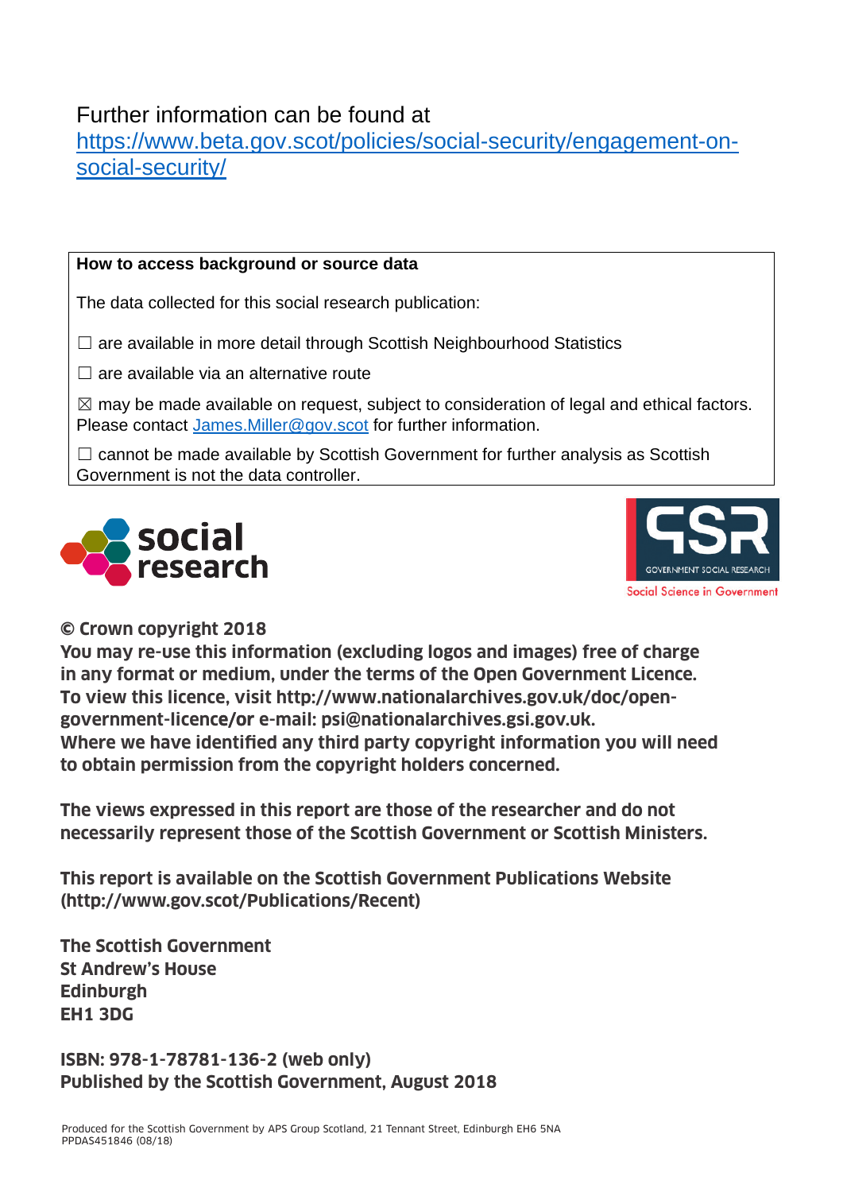Further information can be found at [https://www.beta.gov.scot/policies/social-security/engagement-on-social-security/](https://www.beta.gov.scot/policies/social-security/engagement-on-social-security/)

**How to access background or source data**

The data collected for this social research publication:

☐ are available in more detail through Scottish Neighbourhood Statistics

☐ are available via an alternative route

☒ may be made available on request, subject to consideration of legal and ethical factors. Please contact [James.Miller@gov.scot](mailto:James.Miller@gov.scot) for further information.

☐ cannot be made available by Scottish Government for further analysis as Scottish Government is not the data controller.

social research

GSR GOVERNMENT SOCIAL RESEARCH
Social Science in Government

**© Crown copyright 2018**
**You may re-use this information (excluding logos and images) free of charge in any format or medium, under the terms of the Open Government Licence. To view this licence, visit http://www.nationalarchives.gov.uk/doc/open-government-licence/or e-mail: psi@nationalarchives.gsi.gov.uk.**
**Where we have identified any third party copyright information you will need to obtain permission from the copyright holders concerned.**

**The views expressed in this report are those of the researcher and do not necessarily represent those of the Scottish Government or Scottish Ministers.**

**This report is available on the Scottish Government Publications Website (http://www.gov.scot/Publications/Recent)**

**The Scottish Government**
**St Andrew's House**
**Edinburgh**
**EH1 3DG**

**ISBN: 978-1-78781-136-2 (web only)**
**Published by the Scottish Government, August 2018**

Produced for the Scottish Government by APS Group Scotland, 21 Tennant Street, Edinburgh EH6 5NA
PPDAS451846 (08/18)